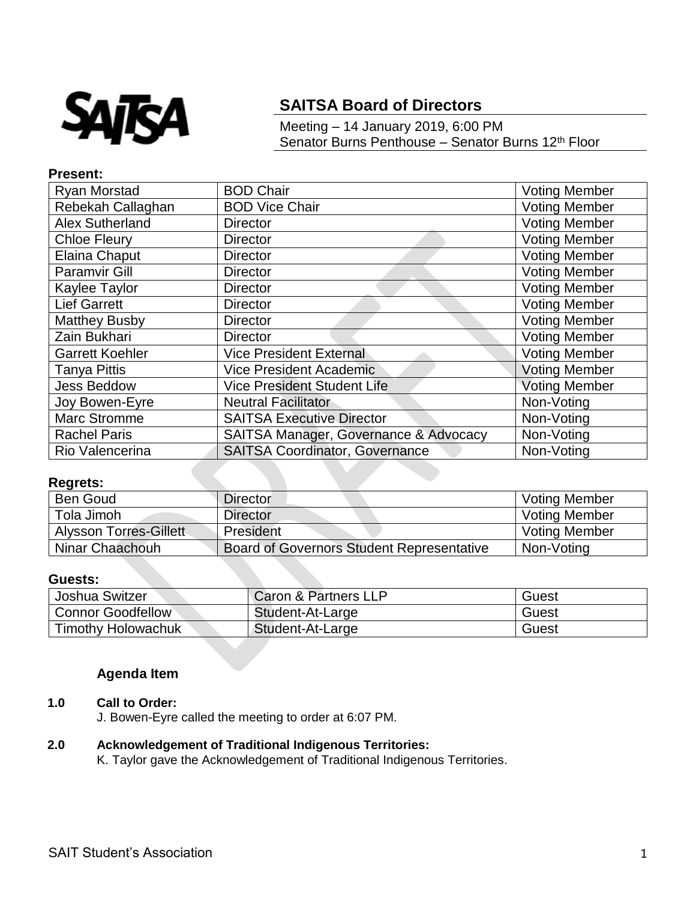# SAITSA Board of Directors

Meeting – 14 January 2019, 6:00 PM
Senator Burns Penthouse – Senator Burns 12th Floor

**Present:**

| Name | Position | Status |
|---|---|---|
| Ryan Morstad | BOD Chair | Voting Member |
| Rebekah Callaghan | BOD Vice Chair | Voting Member |
| Alex Sutherland | Director | Voting Member |
| Chloe Fleury | Director | Voting Member |
| Elaina Chaput | Director | Voting Member |
| Paramvir Gill | Director | Voting Member |
| Kaylee Taylor | Director | Voting Member |
| Lief Garrett | Director | Voting Member |
| Matthey Busby | Director | Voting Member |
| Zain Bukhari | Director | Voting Member |
| Garrett Koehler | Vice President External | Voting Member |
| Tanya Pittis | Vice President Academic | Voting Member |
| Jess Beddow | Vice President Student Life | Voting Member |
| Joy Bowen-Eyre | Neutral Facilitator | Non-Voting |
| Marc Stromme | SAITSA Executive Director | Non-Voting |
| Rachel Paris | SAITSA Manager, Governance & Advocacy | Non-Voting |
| Rio Valencerina | SAITSA Coordinator, Governance | Non-Voting |

**Regrets:**

| Name | Position | Status |
|---|---|---|
| Ben Goud | Director | Voting Member |
| Tola Jimoh | Director | Voting Member |
| Alysson Torres-Gillett | President | Voting Member |
| Ninar Chaachouh | Board of Governors Student Representative | Non-Voting |

**Guests:**

| Name | Affiliation | Status |
|---|---|---|
| Joshua Switzer | Caron & Partners LLP | Guest |
| Connor Goodfellow | Student-At-Large | Guest |
| Timothy Holowachuk | Student-At-Large | Guest |

**Agenda Item**

**1.0 Call to Order:**
J. Bowen-Eyre called the meeting to order at 6:07 PM.

**2.0 Acknowledgement of Traditional Indigenous Territories:**
K. Taylor gave the Acknowledgement of Traditional Indigenous Territories.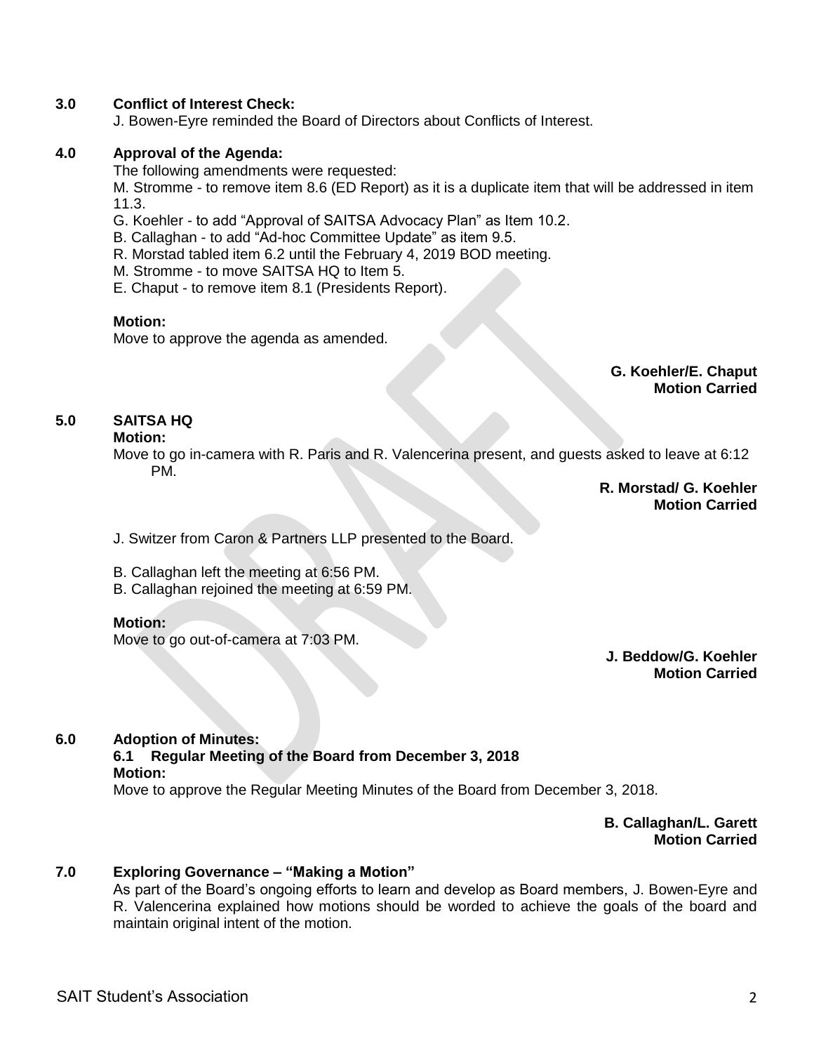## 3.0 Conflict of Interest Check:

J. Bowen-Eyre reminded the Board of Directors about Conflicts of Interest.

## 4.0 Approval of the Agenda:

The following amendments were requested:

M. Stromme - to remove item 8.6 (ED Report) as it is a duplicate item that will be addressed in item 11.3.

G. Koehler - to add "Approval of SAITSA Advocacy Plan" as Item 10.2.

B. Callaghan - to add "Ad-hoc Committee Update" as item 9.5.

R. Morstad tabled item 6.2 until the February 4, 2019 BOD meeting.

M. Stromme - to move SAITSA HQ to Item 5.

E. Chaput - to remove item 8.1 (Presidents Report).

**Motion:**

Move to approve the agenda as amended.

**G. Koehler/E. Chaput**
**Motion Carried**

## 5.0 SAITSA HQ

**Motion:**

Move to go in-camera with R. Paris and R. Valencerina present, and guests asked to leave at 6:12 PM.

**R. Morstad/ G. Koehler**
**Motion Carried**

J. Switzer from Caron & Partners LLP presented to the Board.

B. Callaghan left the meeting at 6:56 PM.

B. Callaghan rejoined the meeting at 6:59 PM.

**Motion:**

Move to go out-of-camera at 7:03 PM.

**J. Beddow/G. Koehler**
**Motion Carried**

## 6.0 Adoption of Minutes:

### 6.1 Regular Meeting of the Board from December 3, 2018

**Motion:**

Move to approve the Regular Meeting Minutes of the Board from December 3, 2018.

**B. Callaghan/L. Garett**
**Motion Carried**

## 7.0 Exploring Governance – "Making a Motion"

As part of the Board's ongoing efforts to learn and develop as Board members, J. Bowen-Eyre and R. Valencerina explained how motions should be worded to achieve the goals of the board and maintain original intent of the motion.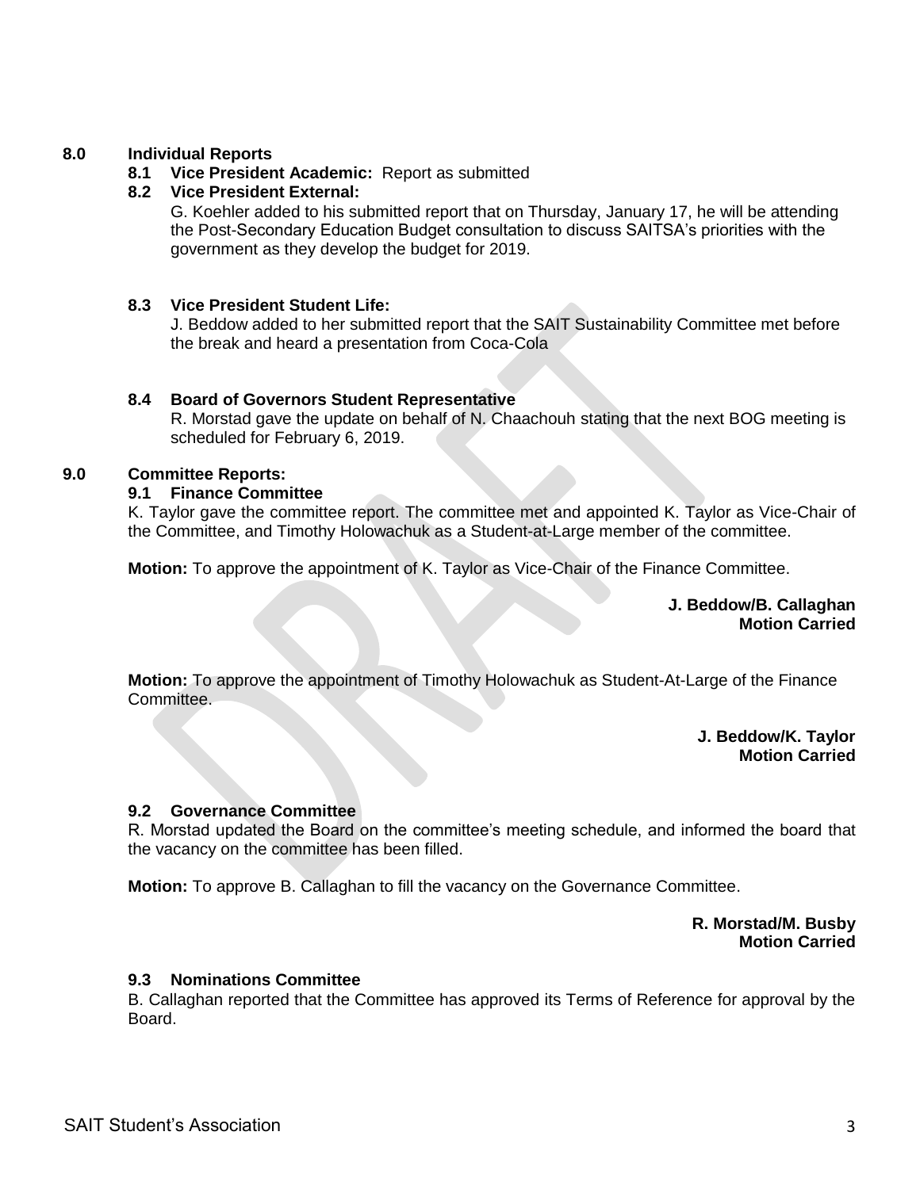## 8.0 Individual Reports

### 8.1 Vice President Academic: Report as submitted

### 8.2 Vice President External:

G. Koehler added to his submitted report that on Thursday, January 17, he will be attending the Post-Secondary Education Budget consultation to discuss SAITSA's priorities with the government as they develop the budget for 2019.

### 8.3 Vice President Student Life:

J. Beddow added to her submitted report that the SAIT Sustainability Committee met before the break and heard a presentation from Coca-Cola

### 8.4 Board of Governors Student Representative

R. Morstad gave the update on behalf of N. Chaachouh stating that the next BOG meeting is scheduled for February 6, 2019.

## 9.0 Committee Reports:

### 9.1 Finance Committee

K. Taylor gave the committee report. The committee met and appointed K. Taylor as Vice-Chair of the Committee, and Timothy Holowachuk as a Student-at-Large member of the committee.

**Motion:** To approve the appointment of K. Taylor as Vice-Chair of the Finance Committee.

**J. Beddow/B. Callaghan**
**Motion Carried**

**Motion:** To approve the appointment of Timothy Holowachuk as Student-At-Large of the Finance Committee.

**J. Beddow/K. Taylor**
**Motion Carried**

### 9.2 Governance Committee

R. Morstad updated the Board on the committee's meeting schedule, and informed the board that the vacancy on the committee has been filled.

**Motion:** To approve B. Callaghan to fill the vacancy on the Governance Committee.

**R. Morstad/M. Busby**
**Motion Carried**

### 9.3 Nominations Committee

B. Callaghan reported that the Committee has approved its Terms of Reference for approval by the Board.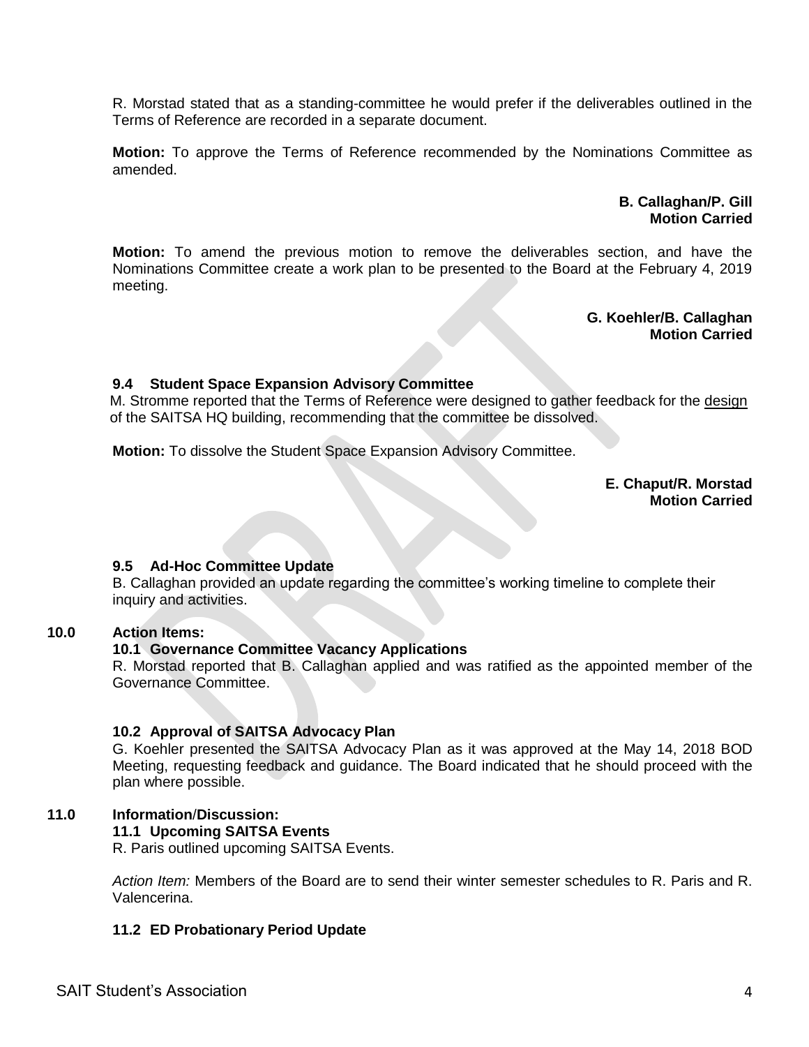R. Morstad stated that as a standing-committee he would prefer if the deliverables outlined in the Terms of Reference are recorded in a separate document.

**Motion:** To approve the Terms of Reference recommended by the Nominations Committee as amended.

**B. Callaghan/P. Gill**
**Motion Carried**

**Motion:** To amend the previous motion to remove the deliverables section, and have the Nominations Committee create a work plan to be presented to the Board at the February 4, 2019 meeting.

**G. Koehler/B. Callaghan**
**Motion Carried**

### 9.4 Student Space Expansion Advisory Committee

M. Stromme reported that the Terms of Reference were designed to gather feedback for the design of the SAITSA HQ building, recommending that the committee be dissolved.

**Motion:** To dissolve the Student Space Expansion Advisory Committee.

**E. Chaput/R. Morstad**
**Motion Carried**

### 9.5 Ad-Hoc Committee Update

B. Callaghan provided an update regarding the committee's working timeline to complete their inquiry and activities.

## 10.0 Action Items:

### 10.1 Governance Committee Vacancy Applications

R. Morstad reported that B. Callaghan applied and was ratified as the appointed member of the Governance Committee.

### 10.2 Approval of SAITSA Advocacy Plan

G. Koehler presented the SAITSA Advocacy Plan as it was approved at the May 14, 2018 BOD Meeting, requesting feedback and guidance. The Board indicated that he should proceed with the plan where possible.

## 11.0 Information/Discussion:

### 11.1 Upcoming SAITSA Events

R. Paris outlined upcoming SAITSA Events.

*Action Item:* Members of the Board are to send their winter semester schedules to R. Paris and R. Valencerina.

### 11.2 ED Probationary Period Update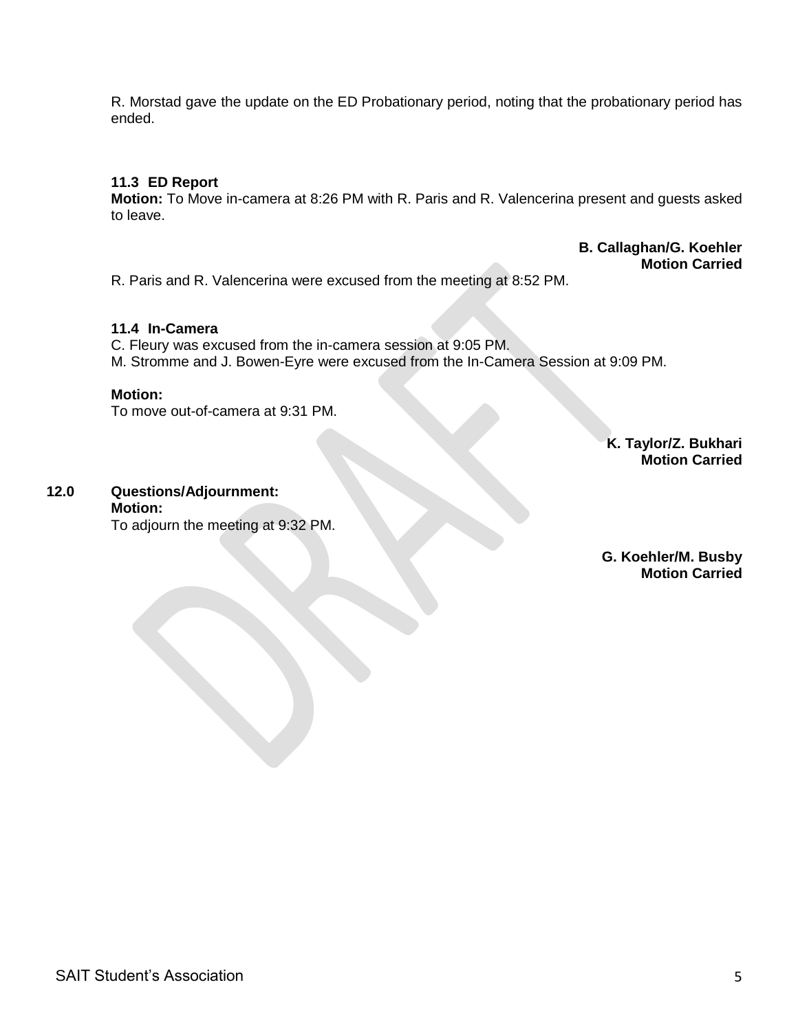R. Morstad gave the update on the ED Probationary period, noting that the probationary period has ended.

### 11.3 ED Report

**Motion:** To Move in-camera at 8:26 PM with R. Paris and R. Valencerina present and guests asked to leave.

**B. Callaghan/G. Koehler**
**Motion Carried**

R. Paris and R. Valencerina were excused from the meeting at 8:52 PM.

### 11.4 In-Camera

C. Fleury was excused from the in-camera session at 9:05 PM.
M. Stromme and J. Bowen-Eyre were excused from the In-Camera Session at 9:09 PM.

**Motion:**
To move out-of-camera at 9:31 PM.

**K. Taylor/Z. Bukhari**
**Motion Carried**

## 12.0 Questions/Adjournment:

**Motion:**
To adjourn the meeting at 9:32 PM.

**G. Koehler/M. Busby**
**Motion Carried**